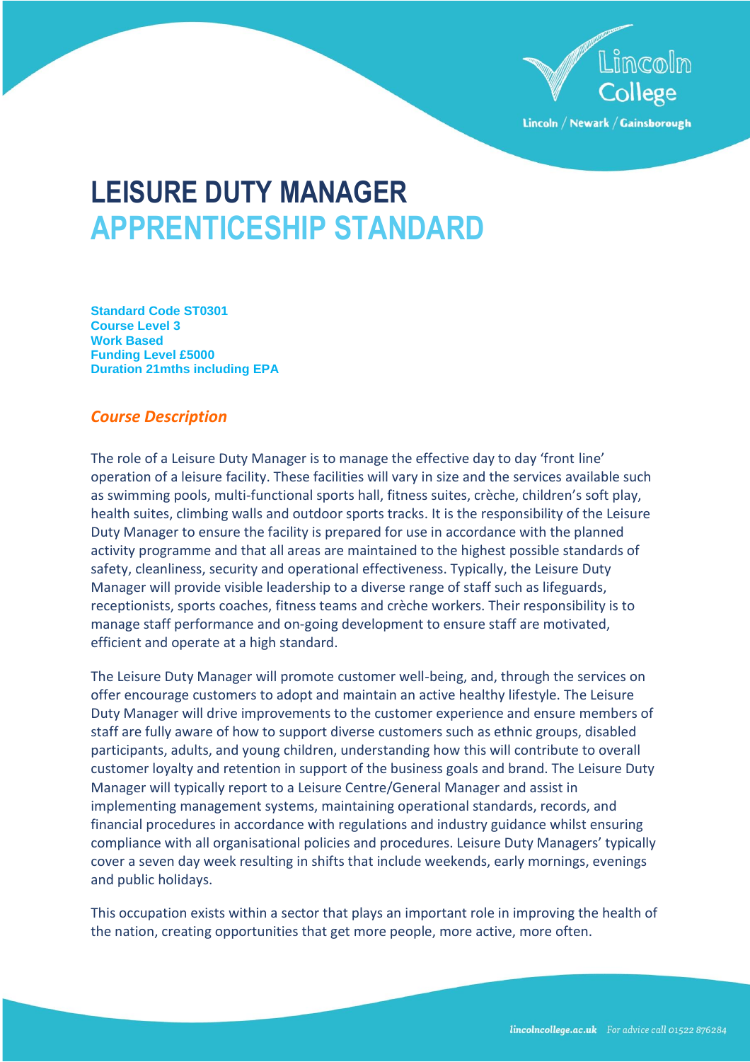# LEISURE DUTY MANAGER
# APPRENTICESHIP STANDARD

**Standard Code ST0301**
**Course Level 3**
**Work Based**
**Funding Level £5000**
**Duration 21mths including EPA**

## *Course Description*

The role of a Leisure Duty Manager is to manage the effective day to day 'front line' operation of a leisure facility. These facilities will vary in size and the services available such as swimming pools, multi-functional sports hall, fitness suites, crèche, children's soft play, health suites, climbing walls and outdoor sports tracks. It is the responsibility of the Leisure Duty Manager to ensure the facility is prepared for use in accordance with the planned activity programme and that all areas are maintained to the highest possible standards of safety, cleanliness, security and operational effectiveness. Typically, the Leisure Duty Manager will provide visible leadership to a diverse range of staff such as lifeguards, receptionists, sports coaches, fitness teams and crèche workers. Their responsibility is to manage staff performance and on-going development to ensure staff are motivated, efficient and operate at a high standard.

The Leisure Duty Manager will promote customer well-being, and, through the services on offer encourage customers to adopt and maintain an active healthy lifestyle. The Leisure Duty Manager will drive improvements to the customer experience and ensure members of staff are fully aware of how to support diverse customers such as ethnic groups, disabled participants, adults, and young children, understanding how this will contribute to overall customer loyalty and retention in support of the business goals and brand. The Leisure Duty Manager will typically report to a Leisure Centre/General Manager and assist in implementing management systems, maintaining operational standards, records, and financial procedures in accordance with regulations and industry guidance whilst ensuring compliance with all organisational policies and procedures. Leisure Duty Managers' typically cover a seven day week resulting in shifts that include weekends, early mornings, evenings and public holidays.

This occupation exists within a sector that plays an important role in improving the health of the nation, creating opportunities that get more people, more active, more often.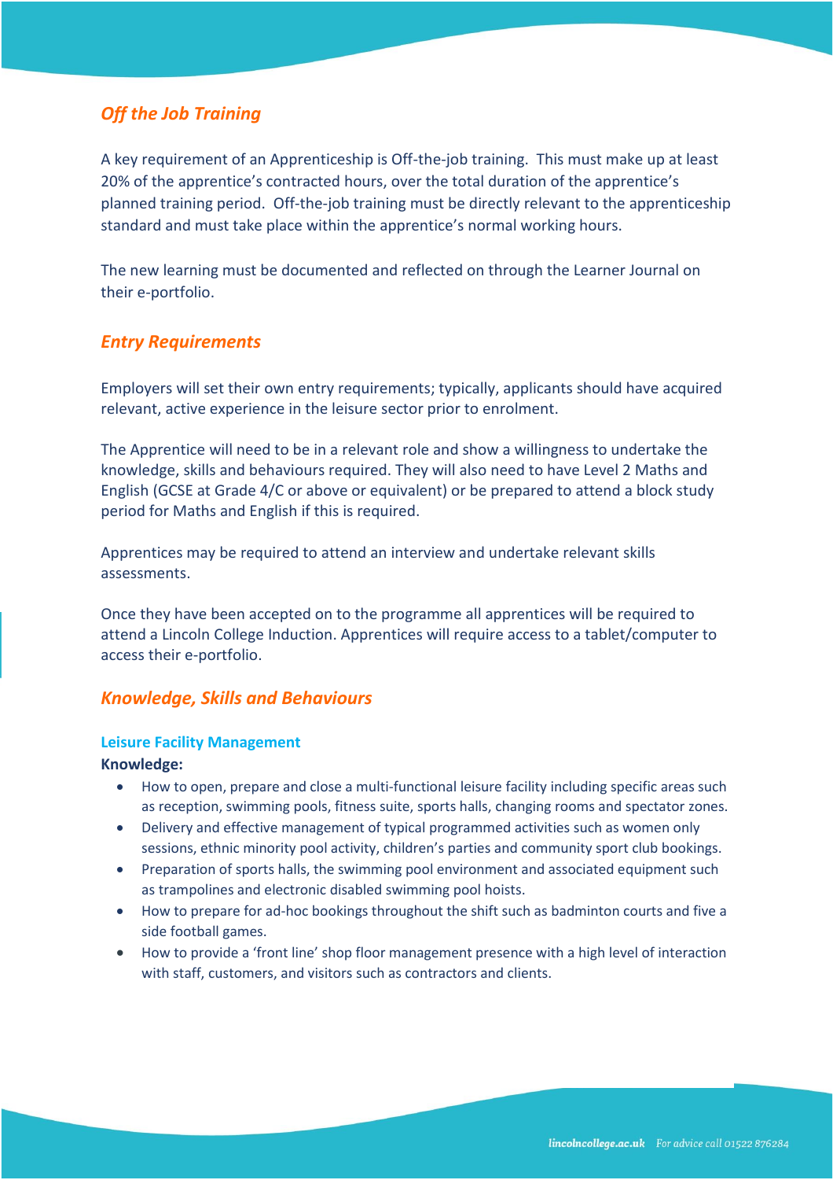## *Off the Job Training*

A key requirement of an Apprenticeship is Off-the-job training. This must make up at least 20% of the apprentice's contracted hours, over the total duration of the apprentice's planned training period. Off-the-job training must be directly relevant to the apprenticeship standard and must take place within the apprentice's normal working hours.

The new learning must be documented and reflected on through the Learner Journal on their e-portfolio.

## *Entry Requirements*

Employers will set their own entry requirements; typically, applicants should have acquired relevant, active experience in the leisure sector prior to enrolment.

The Apprentice will need to be in a relevant role and show a willingness to undertake the knowledge, skills and behaviours required. They will also need to have Level 2 Maths and English (GCSE at Grade 4/C or above or equivalent) or be prepared to attend a block study period for Maths and English if this is required.

Apprentices may be required to attend an interview and undertake relevant skills assessments.

Once they have been accepted on to the programme all apprentices will be required to attend a Lincoln College Induction. Apprentices will require access to a tablet/computer to access their e-portfolio.

## *Knowledge, Skills and Behaviours*

### Leisure Facility Management

**Knowledge:**

- How to open, prepare and close a multi-functional leisure facility including specific areas such as reception, swimming pools, fitness suite, sports halls, changing rooms and spectator zones.
- Delivery and effective management of typical programmed activities such as women only sessions, ethnic minority pool activity, children's parties and community sport club bookings.
- Preparation of sports halls, the swimming pool environment and associated equipment such as trampolines and electronic disabled swimming pool hoists.
- How to prepare for ad-hoc bookings throughout the shift such as badminton courts and five a side football games.
- How to provide a 'front line' shop floor management presence with a high level of interaction with staff, customers, and visitors such as contractors and clients.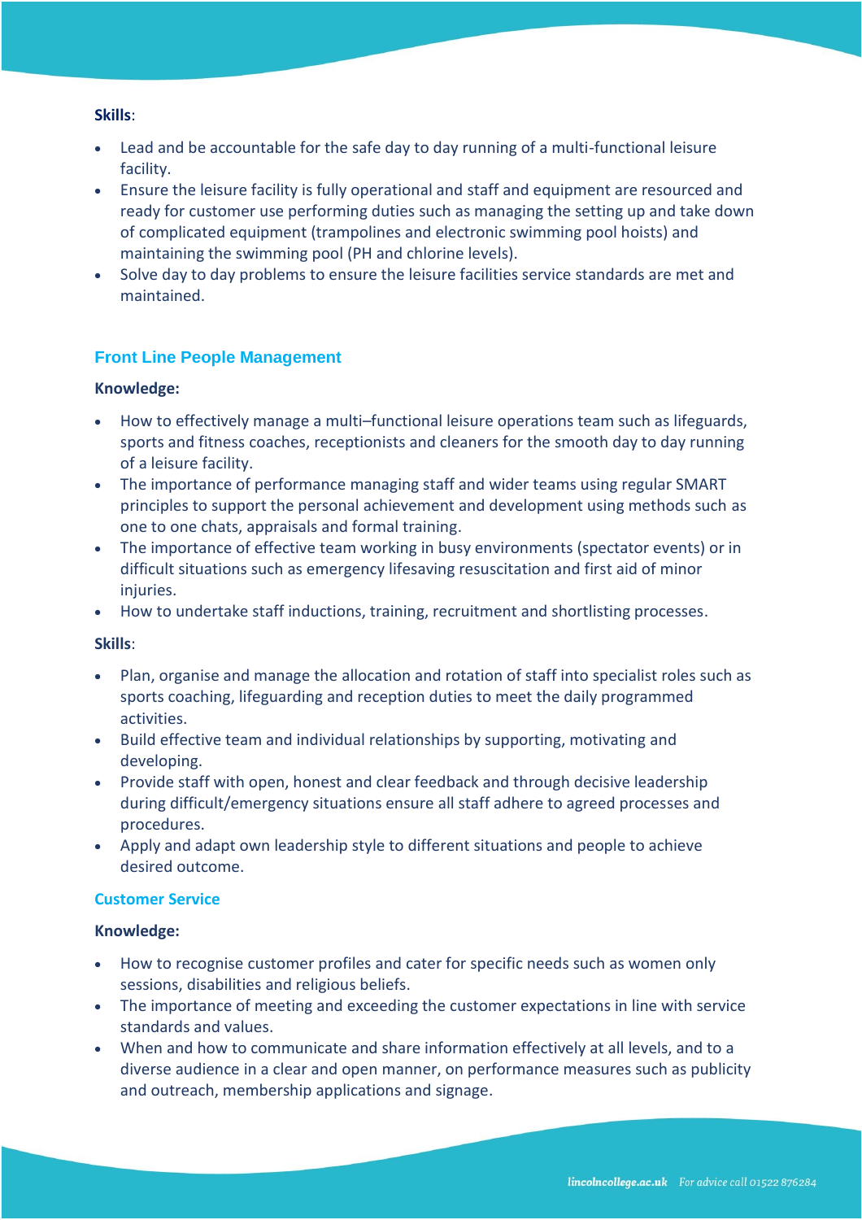**Skills**:

- Lead and be accountable for the safe day to day running of a multi-functional leisure facility.
- Ensure the leisure facility is fully operational and staff and equipment are resourced and ready for customer use performing duties such as managing the setting up and take down of complicated equipment (trampolines and electronic swimming pool hoists) and maintaining the swimming pool (PH and chlorine levels).
- Solve day to day problems to ensure the leisure facilities service standards are met and maintained.

## Front Line People Management

**Knowledge:**

- How to effectively manage a multi–functional leisure operations team such as lifeguards, sports and fitness coaches, receptionists and cleaners for the smooth day to day running of a leisure facility.
- The importance of performance managing staff and wider teams using regular SMART principles to support the personal achievement and development using methods such as one to one chats, appraisals and formal training.
- The importance of effective team working in busy environments (spectator events) or in difficult situations such as emergency lifesaving resuscitation and first aid of minor injuries.
- How to undertake staff inductions, training, recruitment and shortlisting processes.

**Skills**:

- Plan, organise and manage the allocation and rotation of staff into specialist roles such as sports coaching, lifeguarding and reception duties to meet the daily programmed activities.
- Build effective team and individual relationships by supporting, motivating and developing.
- Provide staff with open, honest and clear feedback and through decisive leadership during difficult/emergency situations ensure all staff adhere to agreed processes and procedures.
- Apply and adapt own leadership style to different situations and people to achieve desired outcome.

## Customer Service

**Knowledge:**

- How to recognise customer profiles and cater for specific needs such as women only sessions, disabilities and religious beliefs.
- The importance of meeting and exceeding the customer expectations in line with service standards and values.
- When and how to communicate and share information effectively at all levels, and to a diverse audience in a clear and open manner, on performance measures such as publicity and outreach, membership applications and signage.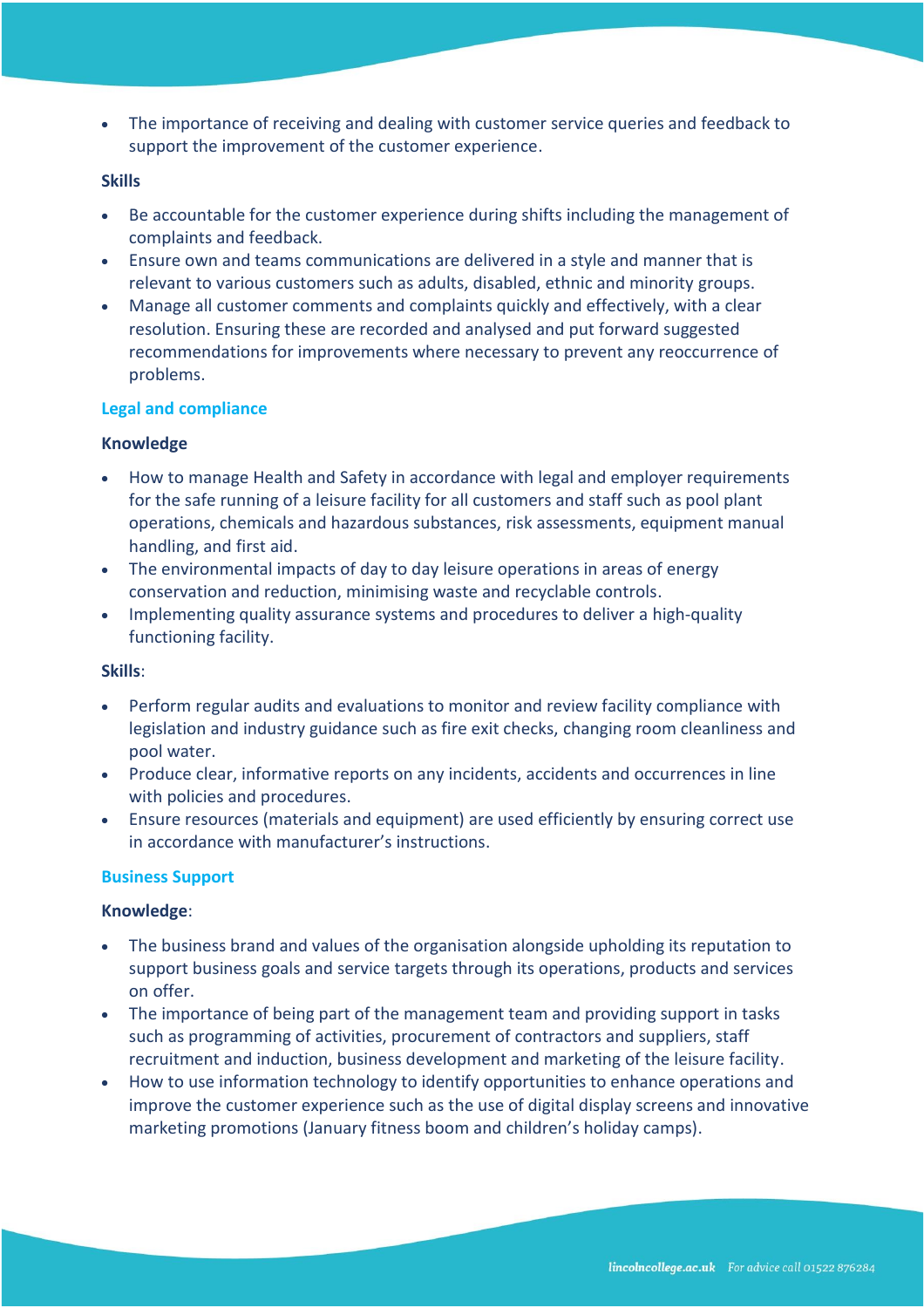- The importance of receiving and dealing with customer service queries and feedback to support the improvement of the customer experience.

**Skills**

- Be accountable for the customer experience during shifts including the management of complaints and feedback.
- Ensure own and teams communications are delivered in a style and manner that is relevant to various customers such as adults, disabled, ethnic and minority groups.
- Manage all customer comments and complaints quickly and effectively, with a clear resolution. Ensuring these are recorded and analysed and put forward suggested recommendations for improvements where necessary to prevent any reoccurrence of problems.

## Legal and compliance

**Knowledge**

- How to manage Health and Safety in accordance with legal and employer requirements for the safe running of a leisure facility for all customers and staff such as pool plant operations, chemicals and hazardous substances, risk assessments, equipment manual handling, and first aid.
- The environmental impacts of day to day leisure operations in areas of energy conservation and reduction, minimising waste and recyclable controls.
- Implementing quality assurance systems and procedures to deliver a high-quality functioning facility.

**Skills**:

- Perform regular audits and evaluations to monitor and review facility compliance with legislation and industry guidance such as fire exit checks, changing room cleanliness and pool water.
- Produce clear, informative reports on any incidents, accidents and occurrences in line with policies and procedures.
- Ensure resources (materials and equipment) are used efficiently by ensuring correct use in accordance with manufacturer's instructions.

## Business Support

**Knowledge**:

- The business brand and values of the organisation alongside upholding its reputation to support business goals and service targets through its operations, products and services on offer.
- The importance of being part of the management team and providing support in tasks such as programming of activities, procurement of contractors and suppliers, staff recruitment and induction, business development and marketing of the leisure facility.
- How to use information technology to identify opportunities to enhance operations and improve the customer experience such as the use of digital display screens and innovative marketing promotions (January fitness boom and children's holiday camps).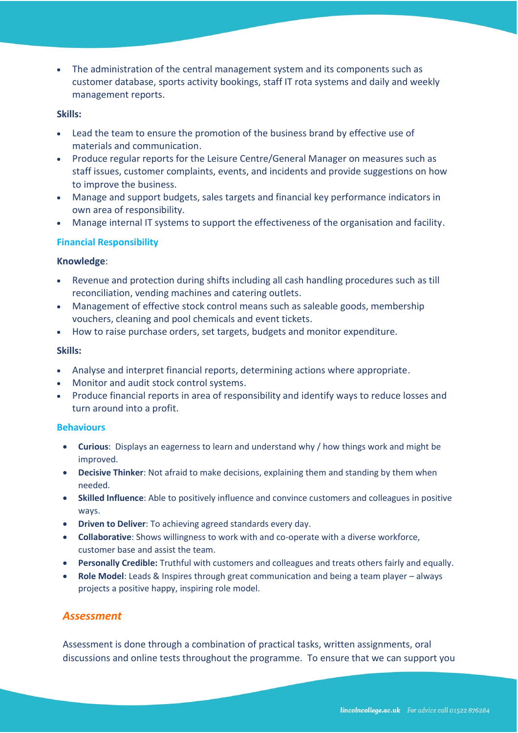- The administration of the central management system and its components such as customer database, sports activity bookings, staff IT rota systems and daily and weekly management reports.

**Skills:**

- Lead the team to ensure the promotion of the business brand by effective use of materials and communication.
- Produce regular reports for the Leisure Centre/General Manager on measures such as staff issues, customer complaints, events, and incidents and provide suggestions on how to improve the business.
- Manage and support budgets, sales targets and financial key performance indicators in own area of responsibility.
- Manage internal IT systems to support the effectiveness of the organisation and facility.

### Financial Responsibility

**Knowledge**:

- Revenue and protection during shifts including all cash handling procedures such as till reconciliation, vending machines and catering outlets.
- Management of effective stock control means such as saleable goods, membership vouchers, cleaning and pool chemicals and event tickets.
- How to raise purchase orders, set targets, budgets and monitor expenditure.

**Skills:**

- Analyse and interpret financial reports, determining actions where appropriate.
- Monitor and audit stock control systems.
- Produce financial reports in area of responsibility and identify ways to reduce losses and turn around into a profit.

### Behaviours

- **Curious**: Displays an eagerness to learn and understand why / how things work and might be improved.
- **Decisive Thinker**: Not afraid to make decisions, explaining them and standing by them when needed.
- **Skilled Influence**: Able to positively influence and convince customers and colleagues in positive ways.
- **Driven to Deliver**: To achieving agreed standards every day.
- **Collaborative**: Shows willingness to work with and co-operate with a diverse workforce, customer base and assist the team.
- **Personally Credible:** Truthful with customers and colleagues and treats others fairly and equally.
- **Role Model**: Leads & Inspires through great communication and being a team player – always projects a positive happy, inspiring role model.

## *Assessment*

Assessment is done through a combination of practical tasks, written assignments, oral discussions and online tests throughout the programme. To ensure that we can support you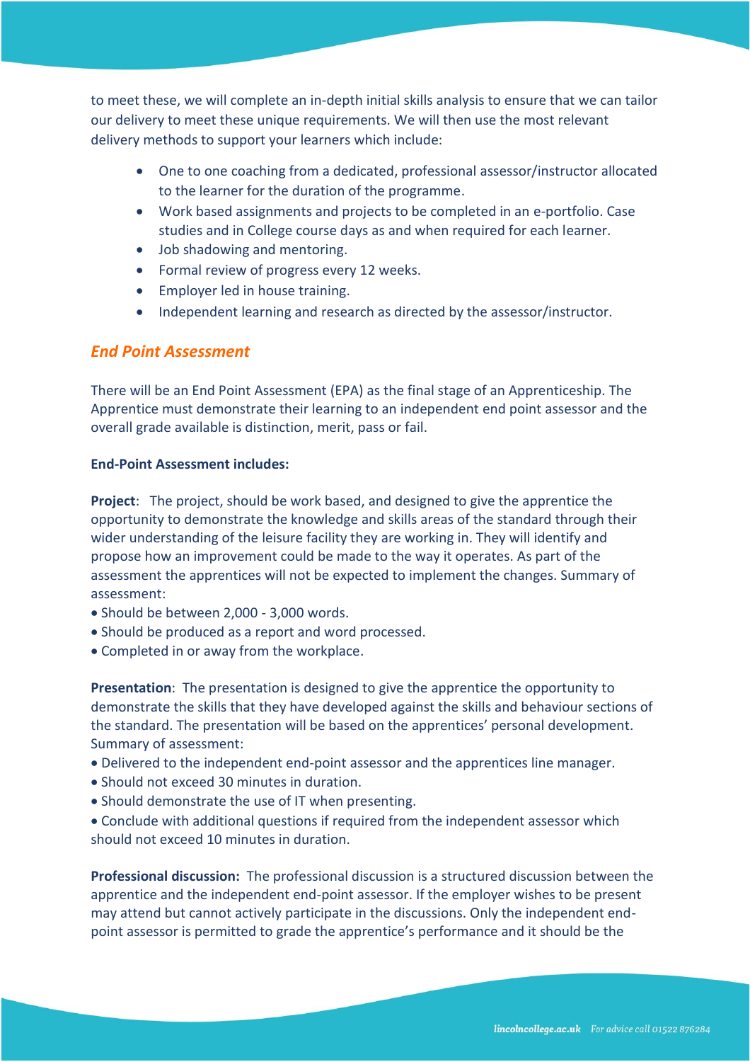to meet these, we will complete an in-depth initial skills analysis to ensure that we can tailor our delivery to meet these unique requirements. We will then use the most relevant delivery methods to support your learners which include:

- One to one coaching from a dedicated, professional assessor/instructor allocated to the learner for the duration of the programme.
- Work based assignments and projects to be completed in an e-portfolio. Case studies and in College course days as and when required for each learner.
- Job shadowing and mentoring.
- Formal review of progress every 12 weeks.
- Employer led in house training.
- Independent learning and research as directed by the assessor/instructor.

## *End Point Assessment*

There will be an End Point Assessment (EPA) as the final stage of an Apprenticeship. The Apprentice must demonstrate their learning to an independent end point assessor and the overall grade available is distinction, merit, pass or fail.

**End-Point Assessment includes:**

**Project**: The project, should be work based, and designed to give the apprentice the opportunity to demonstrate the knowledge and skills areas of the standard through their wider understanding of the leisure facility they are working in. They will identify and propose how an improvement could be made to the way it operates. As part of the assessment the apprentices will not be expected to implement the changes. Summary of assessment:

- Should be between 2,000 - 3,000 words.
- Should be produced as a report and word processed.
- Completed in or away from the workplace.

**Presentation**: The presentation is designed to give the apprentice the opportunity to demonstrate the skills that they have developed against the skills and behaviour sections of the standard. The presentation will be based on the apprentices' personal development. Summary of assessment:

- Delivered to the independent end-point assessor and the apprentices line manager.
- Should not exceed 30 minutes in duration.
- Should demonstrate the use of IT when presenting.
- Conclude with additional questions if required from the independent assessor which should not exceed 10 minutes in duration.

**Professional discussion:** The professional discussion is a structured discussion between the apprentice and the independent end-point assessor. If the employer wishes to be present may attend but cannot actively participate in the discussions. Only the independent end-point assessor is permitted to grade the apprentice's performance and it should be the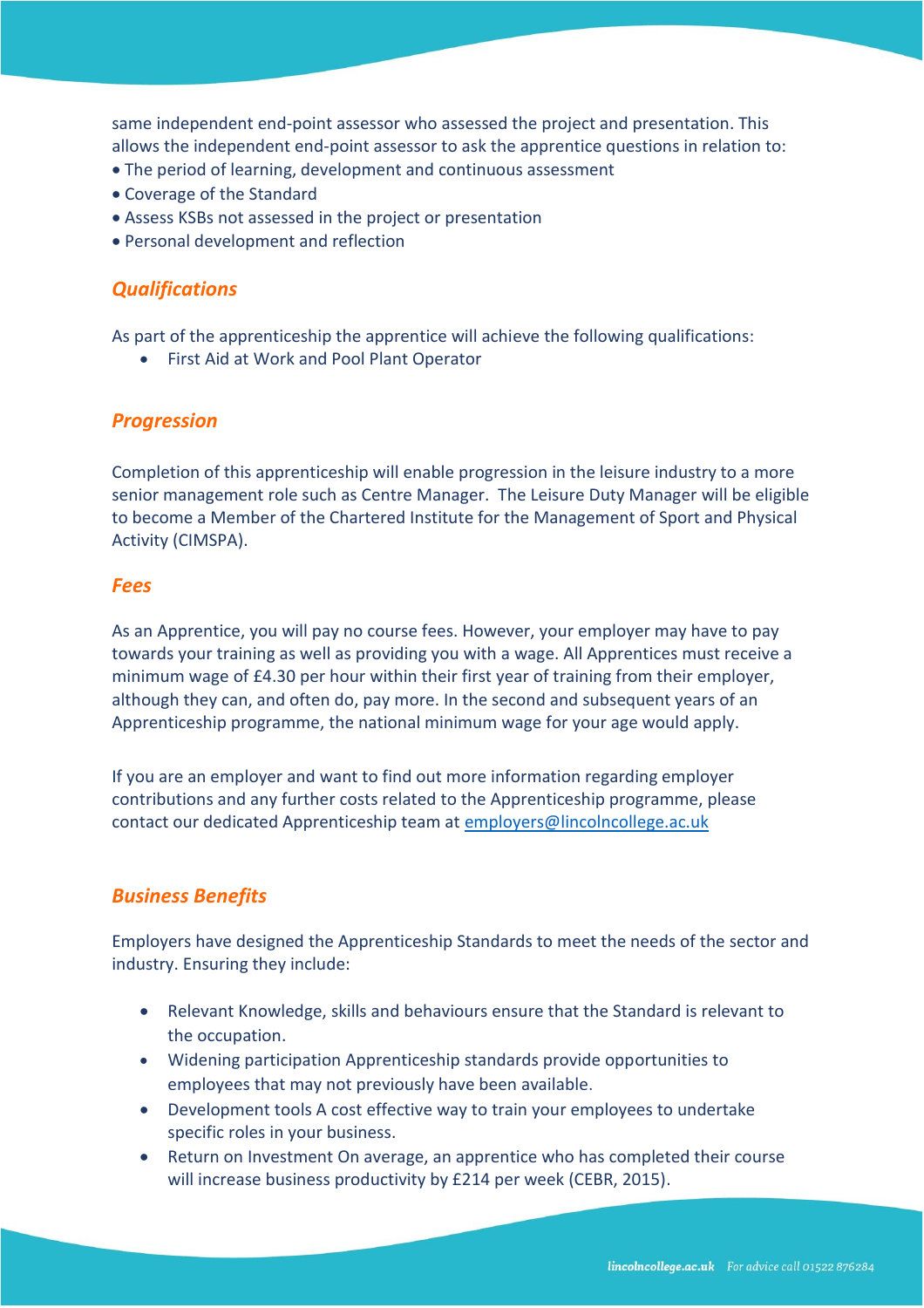same independent end-point assessor who assessed the project and presentation. This allows the independent end-point assessor to ask the apprentice questions in relation to:

- The period of learning, development and continuous assessment
- Coverage of the Standard
- Assess KSBs not assessed in the project or presentation
- Personal development and reflection

## *Qualifications*

As part of the apprenticeship the apprentice will achieve the following qualifications:

- First Aid at Work and Pool Plant Operator

## *Progression*

Completion of this apprenticeship will enable progression in the leisure industry to a more senior management role such as Centre Manager. The Leisure Duty Manager will be eligible to become a Member of the Chartered Institute for the Management of Sport and Physical Activity (CIMSPA).

## *Fees*

As an Apprentice, you will pay no course fees. However, your employer may have to pay towards your training as well as providing you with a wage. All Apprentices must receive a minimum wage of £4.30 per hour within their first year of training from their employer, although they can, and often do, pay more. In the second and subsequent years of an Apprenticeship programme, the national minimum wage for your age would apply.

If you are an employer and want to find out more information regarding employer contributions and any further costs related to the Apprenticeship programme, please contact our dedicated Apprenticeship team at employers@lincolncollege.ac.uk

## *Business Benefits*

Employers have designed the Apprenticeship Standards to meet the needs of the sector and industry. Ensuring they include:

- Relevant Knowledge, skills and behaviours ensure that the Standard is relevant to the occupation.
- Widening participation Apprenticeship standards provide opportunities to employees that may not previously have been available.
- Development tools A cost effective way to train your employees to undertake specific roles in your business.
- Return on Investment On average, an apprentice who has completed their course will increase business productivity by £214 per week (CEBR, 2015).